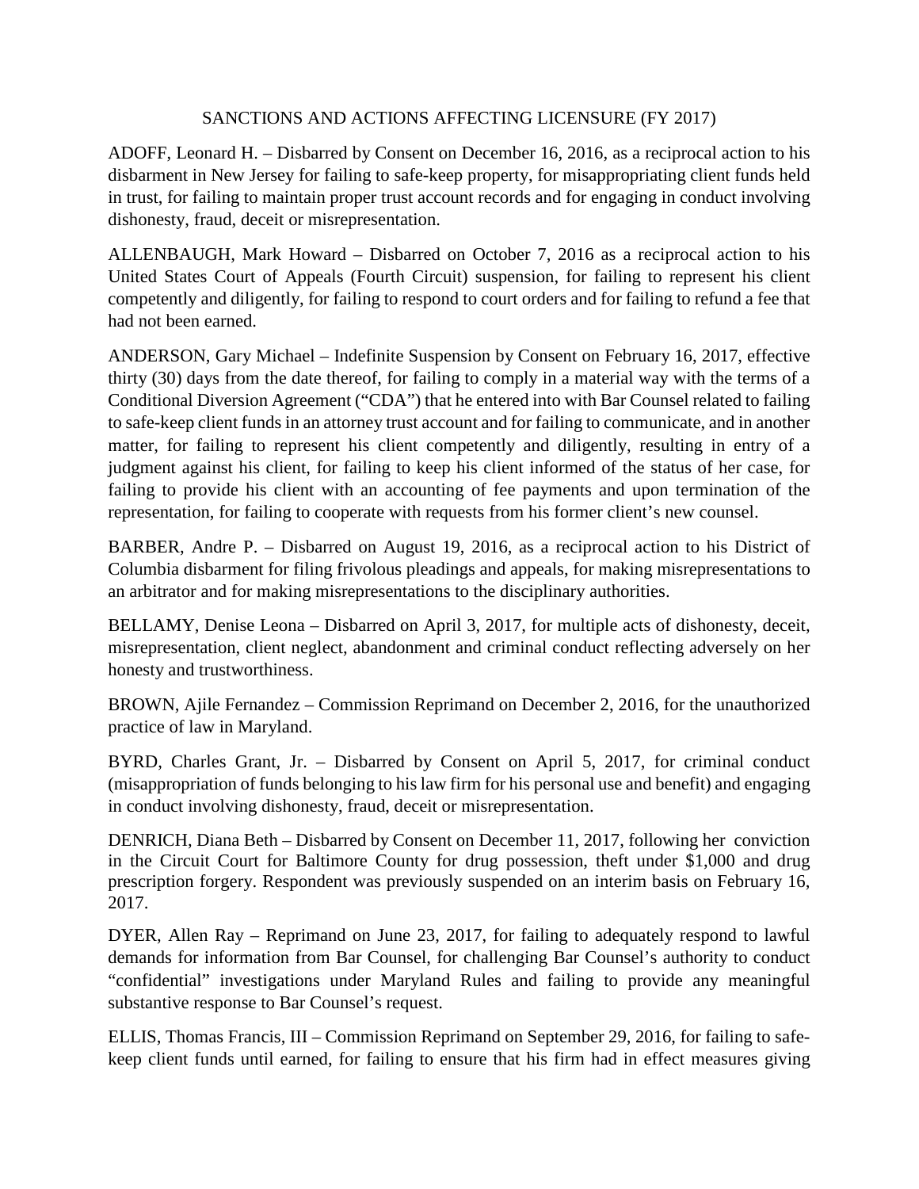# SANCTIONS AND ACTIONS AFFECTING LICENSURE (FY 2017)

ADOFF, Leonard H. – Disbarred by Consent on December 16, 2016, as a reciprocal action to his disbarment in New Jersey for failing to safe-keep property, for misappropriating client funds held in trust, for failing to maintain proper trust account records and for engaging in conduct involving dishonesty, fraud, deceit or misrepresentation.

ALLENBAUGH, Mark Howard – Disbarred on October 7, 2016 as a reciprocal action to his United States Court of Appeals (Fourth Circuit) suspension, for failing to represent his client competently and diligently, for failing to respond to court orders and for failing to refund a fee that had not been earned.

ANDERSON, Gary Michael – Indefinite Suspension by Consent on February 16, 2017, effective thirty (30) days from the date thereof, for failing to comply in a material way with the terms of a Conditional Diversion Agreement ("CDA") that he entered into with Bar Counsel related to failing to safe-keep client funds in an attorney trust account and for failing to communicate, and in another matter, for failing to represent his client competently and diligently, resulting in entry of a judgment against his client, for failing to keep his client informed of the status of her case, for failing to provide his client with an accounting of fee payments and upon termination of the representation, for failing to cooperate with requests from his former client's new counsel.

BARBER, Andre P. – Disbarred on August 19, 2016, as a reciprocal action to his District of Columbia disbarment for filing frivolous pleadings and appeals, for making misrepresentations to an arbitrator and for making misrepresentations to the disciplinary authorities.

BELLAMY, Denise Leona – Disbarred on April 3, 2017, for multiple acts of dishonesty, deceit, misrepresentation, client neglect, abandonment and criminal conduct reflecting adversely on her honesty and trustworthiness.

BROWN, Ajile Fernandez – Commission Reprimand on December 2, 2016, for the unauthorized practice of law in Maryland.

BYRD, Charles Grant, Jr. – Disbarred by Consent on April 5, 2017, for criminal conduct (misappropriation of funds belonging to his law firm for his personal use and benefit) and engaging in conduct involving dishonesty, fraud, deceit or misrepresentation.

DENRICH, Diana Beth – Disbarred by Consent on December 11, 2017, following her conviction in the Circuit Court for Baltimore County for drug possession, theft under $1,000 and drug prescription forgery. Respondent was previously suspended on an interim basis on February 16, 2017.

DYER, Allen Ray – Reprimand on June 23, 2017, for failing to adequately respond to lawful demands for information from Bar Counsel, for challenging Bar Counsel's authority to conduct "confidential" investigations under Maryland Rules and failing to provide any meaningful substantive response to Bar Counsel's request.

ELLIS, Thomas Francis, III – Commission Reprimand on September 29, 2016, for failing to safe-keep client funds until earned, for failing to ensure that his firm had in effect measures giving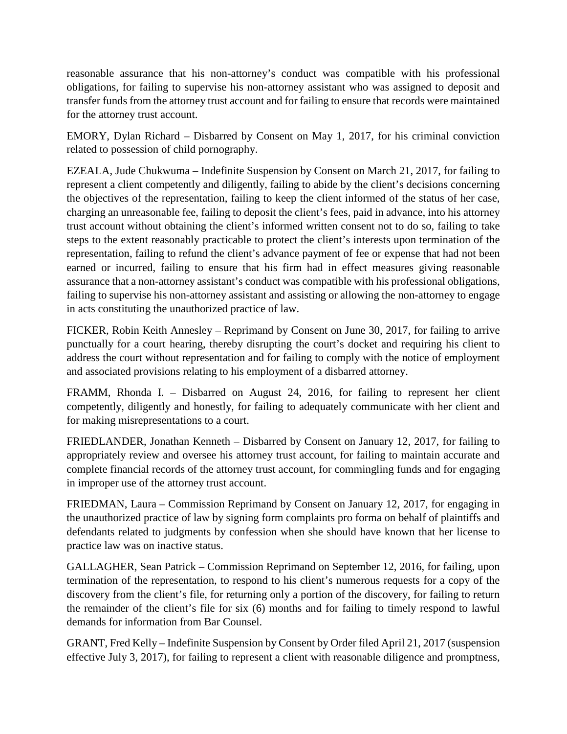reasonable assurance that his non-attorney's conduct was compatible with his professional obligations, for failing to supervise his non-attorney assistant who was assigned to deposit and transfer funds from the attorney trust account and for failing to ensure that records were maintained for the attorney trust account.

EMORY, Dylan Richard – Disbarred by Consent on May 1, 2017, for his criminal conviction related to possession of child pornography.

EZEALA, Jude Chukwuma – Indefinite Suspension by Consent on March 21, 2017, for failing to represent a client competently and diligently, failing to abide by the client's decisions concerning the objectives of the representation, failing to keep the client informed of the status of her case, charging an unreasonable fee, failing to deposit the client's fees, paid in advance, into his attorney trust account without obtaining the client's informed written consent not to do so, failing to take steps to the extent reasonably practicable to protect the client's interests upon termination of the representation, failing to refund the client's advance payment of fee or expense that had not been earned or incurred, failing to ensure that his firm had in effect measures giving reasonable assurance that a non-attorney assistant's conduct was compatible with his professional obligations, failing to supervise his non-attorney assistant and assisting or allowing the non-attorney to engage in acts constituting the unauthorized practice of law.

FICKER, Robin Keith Annesley – Reprimand by Consent on June 30, 2017, for failing to arrive punctually for a court hearing, thereby disrupting the court's docket and requiring his client to address the court without representation and for failing to comply with the notice of employment and associated provisions relating to his employment of a disbarred attorney.

FRAMM, Rhonda I. – Disbarred on August 24, 2016, for failing to represent her client competently, diligently and honestly, for failing to adequately communicate with her client and for making misrepresentations to a court.

FRIEDLANDER, Jonathan Kenneth – Disbarred by Consent on January 12, 2017, for failing to appropriately review and oversee his attorney trust account, for failing to maintain accurate and complete financial records of the attorney trust account, for commingling funds and for engaging in improper use of the attorney trust account.

FRIEDMAN, Laura – Commission Reprimand by Consent on January 12, 2017, for engaging in the unauthorized practice of law by signing form complaints pro forma on behalf of plaintiffs and defendants related to judgments by confession when she should have known that her license to practice law was on inactive status.

GALLAGHER, Sean Patrick – Commission Reprimand on September 12, 2016, for failing, upon termination of the representation, to respond to his client's numerous requests for a copy of the discovery from the client's file, for returning only a portion of the discovery, for failing to return the remainder of the client's file for six (6) months and for failing to timely respond to lawful demands for information from Bar Counsel.

GRANT, Fred Kelly – Indefinite Suspension by Consent by Order filed April 21, 2017 (suspension effective July 3, 2017), for failing to represent a client with reasonable diligence and promptness,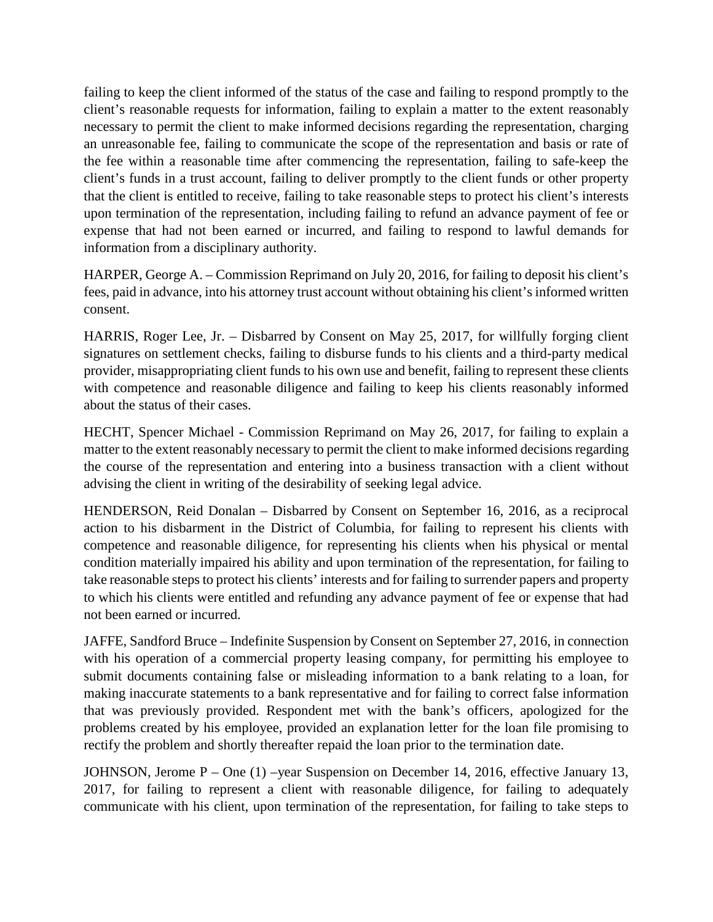failing to keep the client informed of the status of the case and failing to respond promptly to the client's reasonable requests for information, failing to explain a matter to the extent reasonably necessary to permit the client to make informed decisions regarding the representation, charging an unreasonable fee, failing to communicate the scope of the representation and basis or rate of the fee within a reasonable time after commencing the representation, failing to safe-keep the client's funds in a trust account, failing to deliver promptly to the client funds or other property that the client is entitled to receive, failing to take reasonable steps to protect his client's interests upon termination of the representation, including failing to refund an advance payment of fee or expense that had not been earned or incurred, and failing to respond to lawful demands for information from a disciplinary authority.

HARPER, George A. – Commission Reprimand on July 20, 2016, for failing to deposit his client's fees, paid in advance, into his attorney trust account without obtaining his client's informed written consent.

HARRIS, Roger Lee, Jr. – Disbarred by Consent on May 25, 2017, for willfully forging client signatures on settlement checks, failing to disburse funds to his clients and a third-party medical provider, misappropriating client funds to his own use and benefit, failing to represent these clients with competence and reasonable diligence and failing to keep his clients reasonably informed about the status of their cases.

HECHT, Spencer Michael - Commission Reprimand on May 26, 2017, for failing to explain a matter to the extent reasonably necessary to permit the client to make informed decisions regarding the course of the representation and entering into a business transaction with a client without advising the client in writing of the desirability of seeking legal advice.

HENDERSON, Reid Donalan – Disbarred by Consent on September 16, 2016, as a reciprocal action to his disbarment in the District of Columbia, for failing to represent his clients with competence and reasonable diligence, for representing his clients when his physical or mental condition materially impaired his ability and upon termination of the representation, for failing to take reasonable steps to protect his clients' interests and for failing to surrender papers and property to which his clients were entitled and refunding any advance payment of fee or expense that had not been earned or incurred.

JAFFE, Sandford Bruce – Indefinite Suspension by Consent on September 27, 2016, in connection with his operation of a commercial property leasing company, for permitting his employee to submit documents containing false or misleading information to a bank relating to a loan, for making inaccurate statements to a bank representative and for failing to correct false information that was previously provided. Respondent met with the bank's officers, apologized for the problems created by his employee, provided an explanation letter for the loan file promising to rectify the problem and shortly thereafter repaid the loan prior to the termination date.

JOHNSON, Jerome P – One (1) –year Suspension on December 14, 2016, effective January 13, 2017, for failing to represent a client with reasonable diligence, for failing to adequately communicate with his client, upon termination of the representation, for failing to take steps to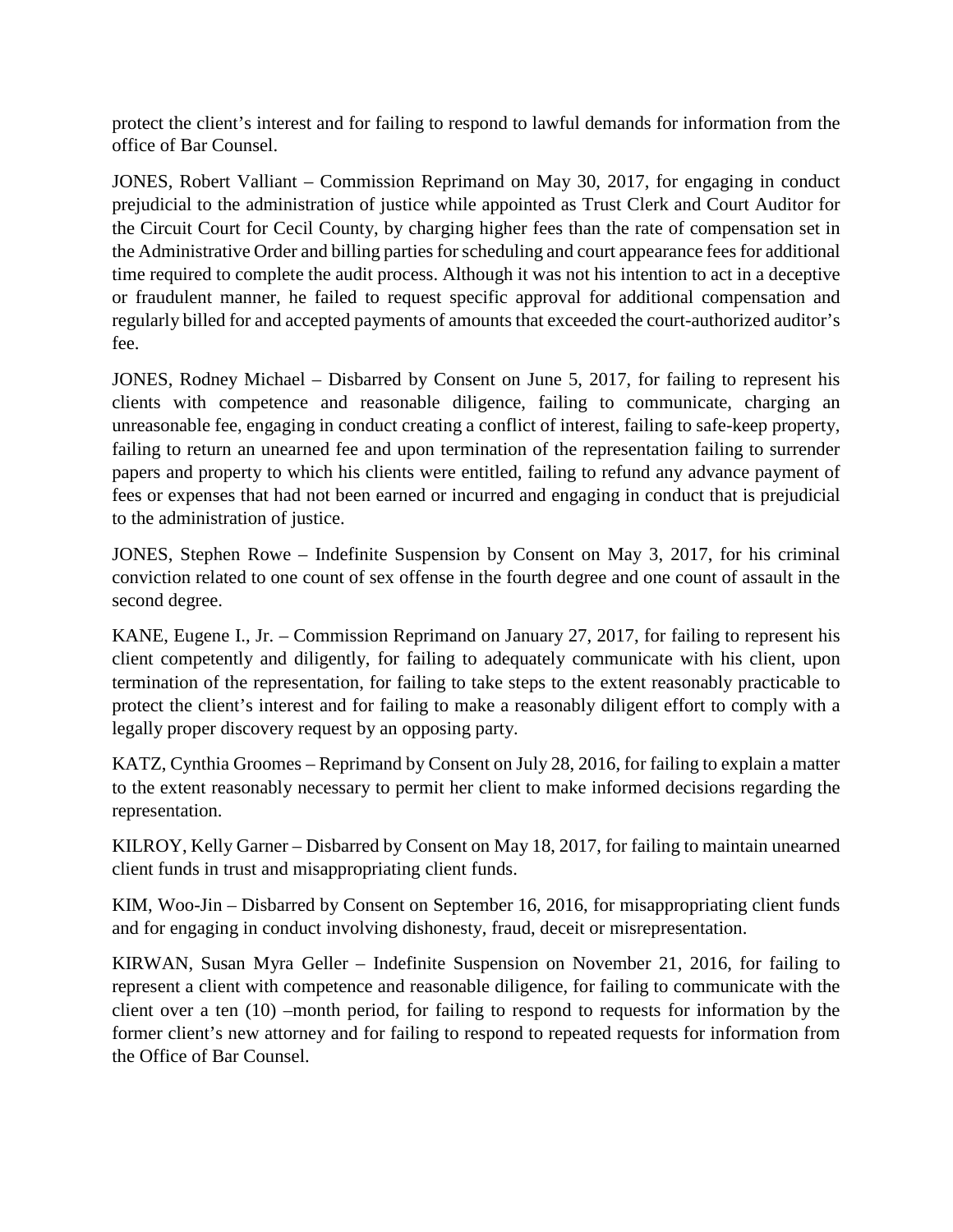protect the client's interest and for failing to respond to lawful demands for information from the office of Bar Counsel.

JONES, Robert Valliant – Commission Reprimand on May 30, 2017, for engaging in conduct prejudicial to the administration of justice while appointed as Trust Clerk and Court Auditor for the Circuit Court for Cecil County, by charging higher fees than the rate of compensation set in the Administrative Order and billing parties for scheduling and court appearance fees for additional time required to complete the audit process. Although it was not his intention to act in a deceptive or fraudulent manner, he failed to request specific approval for additional compensation and regularly billed for and accepted payments of amounts that exceeded the court-authorized auditor's fee.

JONES, Rodney Michael – Disbarred by Consent on June 5, 2017, for failing to represent his clients with competence and reasonable diligence, failing to communicate, charging an unreasonable fee, engaging in conduct creating a conflict of interest, failing to safe-keep property, failing to return an unearned fee and upon termination of the representation failing to surrender papers and property to which his clients were entitled, failing to refund any advance payment of fees or expenses that had not been earned or incurred and engaging in conduct that is prejudicial to the administration of justice.

JONES, Stephen Rowe – Indefinite Suspension by Consent on May 3, 2017, for his criminal conviction related to one count of sex offense in the fourth degree and one count of assault in the second degree.

KANE, Eugene I., Jr. – Commission Reprimand on January 27, 2017, for failing to represent his client competently and diligently, for failing to adequately communicate with his client, upon termination of the representation, for failing to take steps to the extent reasonably practicable to protect the client's interest and for failing to make a reasonably diligent effort to comply with a legally proper discovery request by an opposing party.

KATZ, Cynthia Groomes – Reprimand by Consent on July 28, 2016, for failing to explain a matter to the extent reasonably necessary to permit her client to make informed decisions regarding the representation.

KILROY, Kelly Garner – Disbarred by Consent on May 18, 2017, for failing to maintain unearned client funds in trust and misappropriating client funds.

KIM, Woo-Jin – Disbarred by Consent on September 16, 2016, for misappropriating client funds and for engaging in conduct involving dishonesty, fraud, deceit or misrepresentation.

KIRWAN, Susan Myra Geller – Indefinite Suspension on November 21, 2016, for failing to represent a client with competence and reasonable diligence, for failing to communicate with the client over a ten (10) –month period, for failing to respond to requests for information by the former client's new attorney and for failing to respond to repeated requests for information from the Office of Bar Counsel.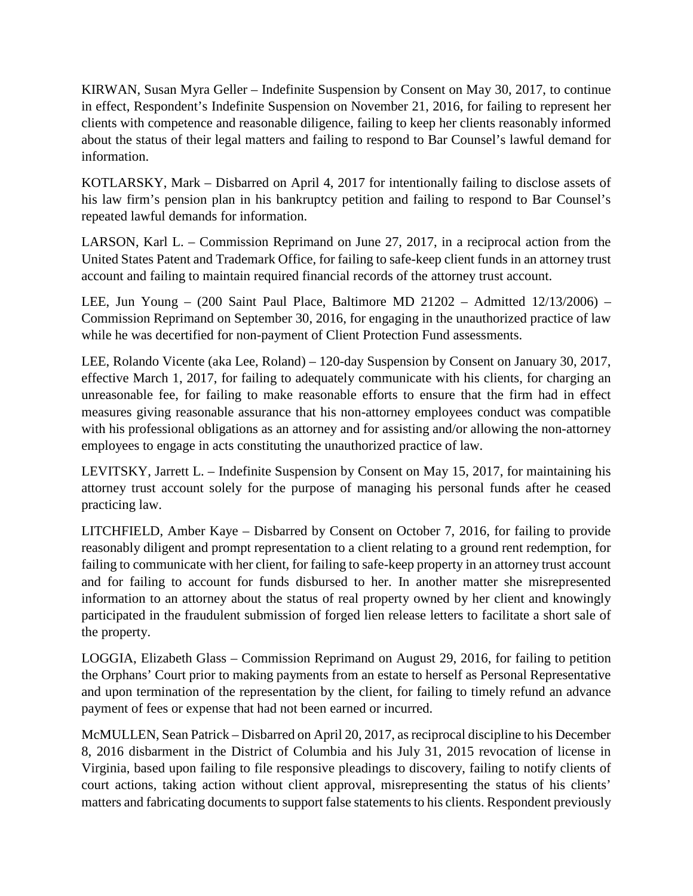KIRWAN, Susan Myra Geller – Indefinite Suspension by Consent on May 30, 2017, to continue in effect, Respondent's Indefinite Suspension on November 21, 2016, for failing to represent her clients with competence and reasonable diligence, failing to keep her clients reasonably informed about the status of their legal matters and failing to respond to Bar Counsel's lawful demand for information.

KOTLARSKY, Mark – Disbarred on April 4, 2017 for intentionally failing to disclose assets of his law firm's pension plan in his bankruptcy petition and failing to respond to Bar Counsel's repeated lawful demands for information.

LARSON, Karl L. – Commission Reprimand on June 27, 2017, in a reciprocal action from the United States Patent and Trademark Office, for failing to safe-keep client funds in an attorney trust account and failing to maintain required financial records of the attorney trust account.

LEE, Jun Young – (200 Saint Paul Place, Baltimore MD 21202 – Admitted 12/13/2006) – Commission Reprimand on September 30, 2016, for engaging in the unauthorized practice of law while he was decertified for non-payment of Client Protection Fund assessments.

LEE, Rolando Vicente (aka Lee, Roland) – 120-day Suspension by Consent on January 30, 2017, effective March 1, 2017, for failing to adequately communicate with his clients, for charging an unreasonable fee, for failing to make reasonable efforts to ensure that the firm had in effect measures giving reasonable assurance that his non-attorney employees conduct was compatible with his professional obligations as an attorney and for assisting and/or allowing the non-attorney employees to engage in acts constituting the unauthorized practice of law.

LEVITSKY, Jarrett L. – Indefinite Suspension by Consent on May 15, 2017, for maintaining his attorney trust account solely for the purpose of managing his personal funds after he ceased practicing law.

LITCHFIELD, Amber Kaye – Disbarred by Consent on October 7, 2016, for failing to provide reasonably diligent and prompt representation to a client relating to a ground rent redemption, for failing to communicate with her client, for failing to safe-keep property in an attorney trust account and for failing to account for funds disbursed to her. In another matter she misrepresented information to an attorney about the status of real property owned by her client and knowingly participated in the fraudulent submission of forged lien release letters to facilitate a short sale of the property.

LOGGIA, Elizabeth Glass – Commission Reprimand on August 29, 2016, for failing to petition the Orphans' Court prior to making payments from an estate to herself as Personal Representative and upon termination of the representation by the client, for failing to timely refund an advance payment of fees or expense that had not been earned or incurred.

McMULLEN, Sean Patrick – Disbarred on April 20, 2017, as reciprocal discipline to his December 8, 2016 disbarment in the District of Columbia and his July 31, 2015 revocation of license in Virginia, based upon failing to file responsive pleadings to discovery, failing to notify clients of court actions, taking action without client approval, misrepresenting the status of his clients' matters and fabricating documents to support false statements to his clients. Respondent previously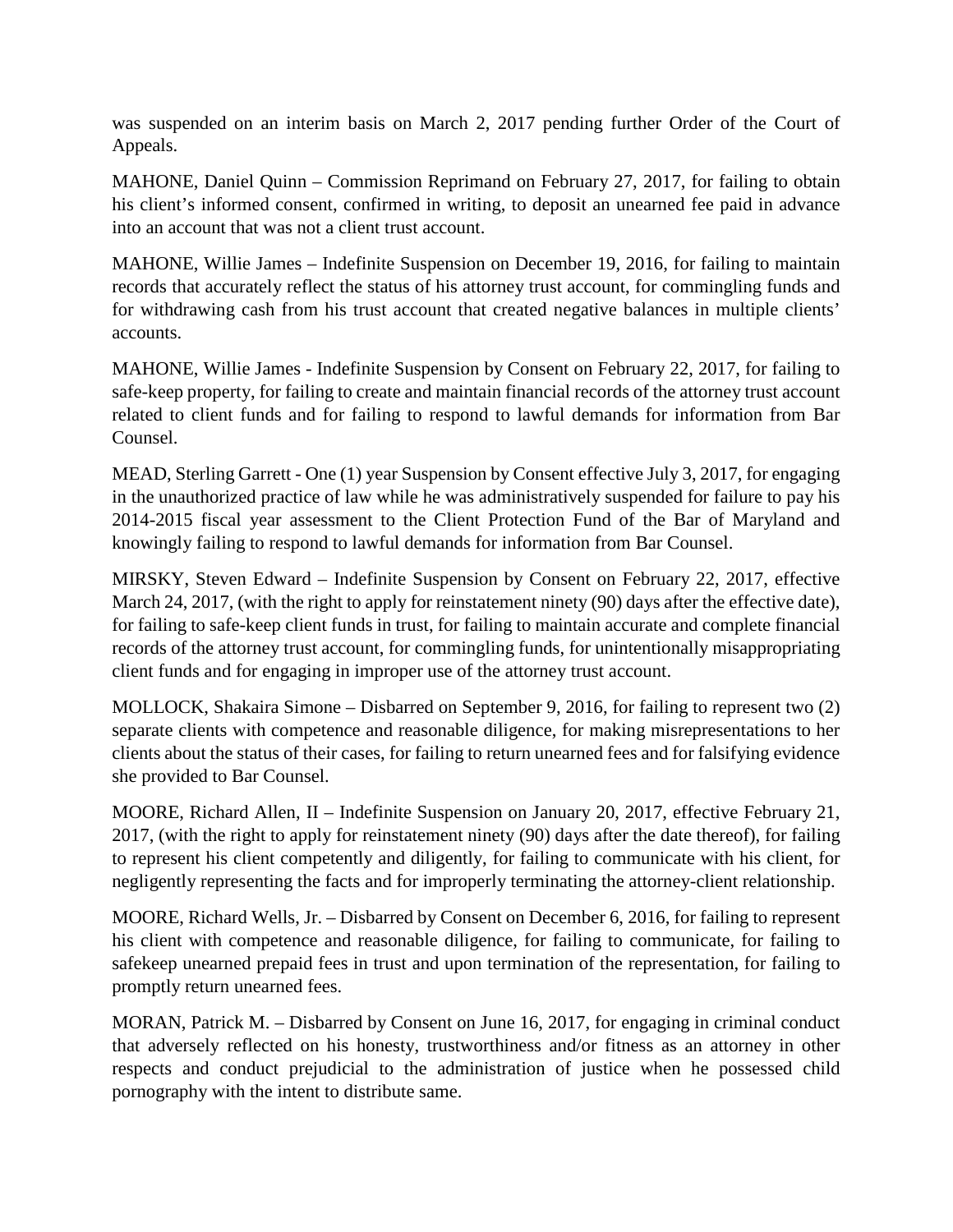was suspended on an interim basis on March 2, 2017 pending further Order of the Court of Appeals.

MAHONE, Daniel Quinn – Commission Reprimand on February 27, 2017, for failing to obtain his client's informed consent, confirmed in writing, to deposit an unearned fee paid in advance into an account that was not a client trust account.

MAHONE, Willie James – Indefinite Suspension on December 19, 2016, for failing to maintain records that accurately reflect the status of his attorney trust account, for commingling funds and for withdrawing cash from his trust account that created negative balances in multiple clients' accounts.

MAHONE, Willie James - Indefinite Suspension by Consent on February 22, 2017, for failing to safe-keep property, for failing to create and maintain financial records of the attorney trust account related to client funds and for failing to respond to lawful demands for information from Bar Counsel.

MEAD, Sterling Garrett - One (1) year Suspension by Consent effective July 3, 2017, for engaging in the unauthorized practice of law while he was administratively suspended for failure to pay his 2014-2015 fiscal year assessment to the Client Protection Fund of the Bar of Maryland and knowingly failing to respond to lawful demands for information from Bar Counsel.

MIRSKY, Steven Edward – Indefinite Suspension by Consent on February 22, 2017, effective March 24, 2017, (with the right to apply for reinstatement ninety (90) days after the effective date), for failing to safe-keep client funds in trust, for failing to maintain accurate and complete financial records of the attorney trust account, for commingling funds, for unintentionally misappropriating client funds and for engaging in improper use of the attorney trust account.

MOLLOCK, Shakaira Simone – Disbarred on September 9, 2016, for failing to represent two (2) separate clients with competence and reasonable diligence, for making misrepresentations to her clients about the status of their cases, for failing to return unearned fees and for falsifying evidence she provided to Bar Counsel.

MOORE, Richard Allen, II – Indefinite Suspension on January 20, 2017, effective February 21, 2017, (with the right to apply for reinstatement ninety (90) days after the date thereof), for failing to represent his client competently and diligently, for failing to communicate with his client, for negligently representing the facts and for improperly terminating the attorney-client relationship.

MOORE, Richard Wells, Jr. – Disbarred by Consent on December 6, 2016, for failing to represent his client with competence and reasonable diligence, for failing to communicate, for failing to safekeep unearned prepaid fees in trust and upon termination of the representation, for failing to promptly return unearned fees.

MORAN, Patrick M. – Disbarred by Consent on June 16, 2017, for engaging in criminal conduct that adversely reflected on his honesty, trustworthiness and/or fitness as an attorney in other respects and conduct prejudicial to the administration of justice when he possessed child pornography with the intent to distribute same.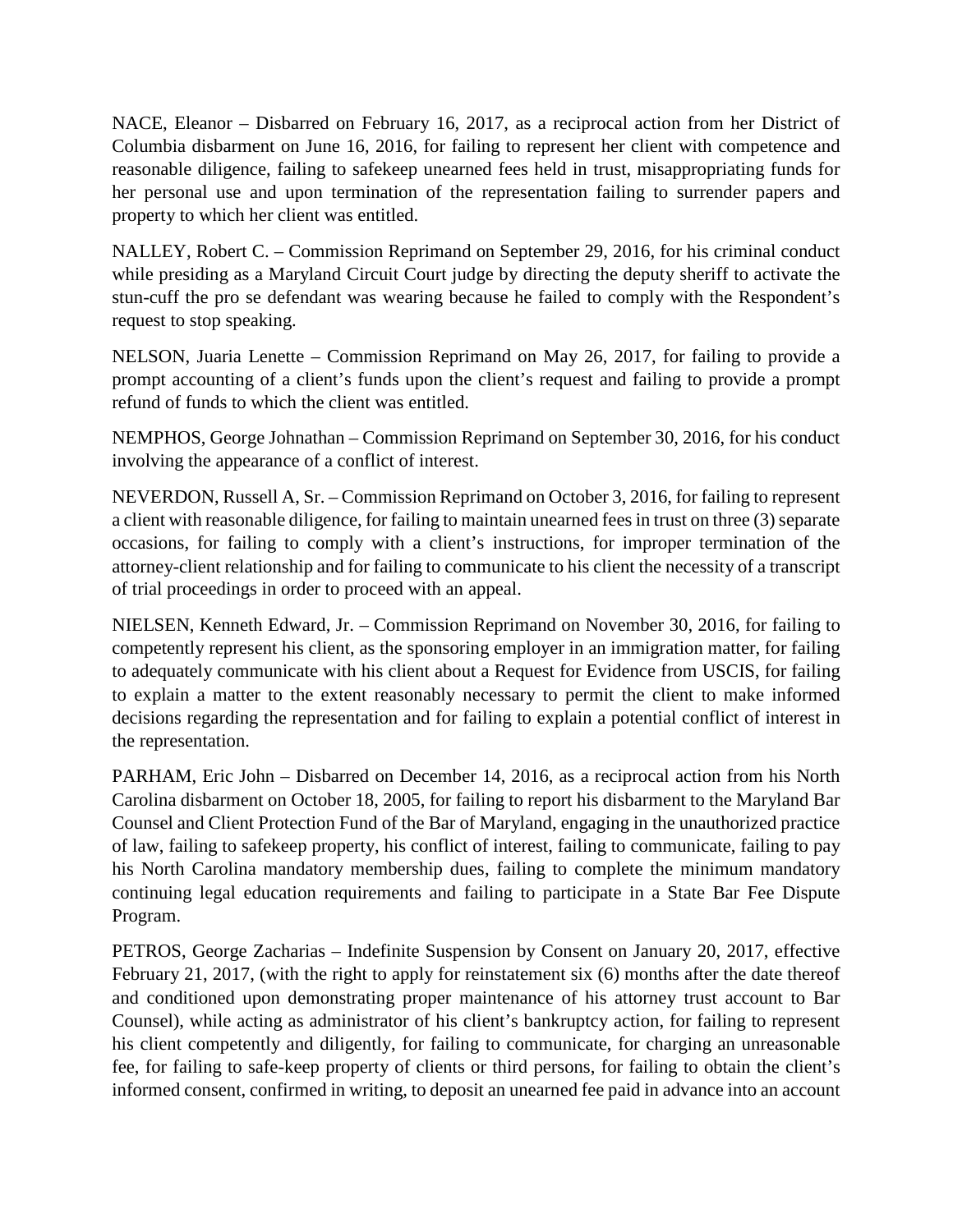NACE, Eleanor – Disbarred on February 16, 2017, as a reciprocal action from her District of Columbia disbarment on June 16, 2016, for failing to represent her client with competence and reasonable diligence, failing to safekeep unearned fees held in trust, misappropriating funds for her personal use and upon termination of the representation failing to surrender papers and property to which her client was entitled.

NALLEY, Robert C. – Commission Reprimand on September 29, 2016, for his criminal conduct while presiding as a Maryland Circuit Court judge by directing the deputy sheriff to activate the stun-cuff the pro se defendant was wearing because he failed to comply with the Respondent's request to stop speaking.

NELSON, Juaria Lenette – Commission Reprimand on May 26, 2017, for failing to provide a prompt accounting of a client's funds upon the client's request and failing to provide a prompt refund of funds to which the client was entitled.

NEMPHOS, George Johnathan – Commission Reprimand on September 30, 2016, for his conduct involving the appearance of a conflict of interest.

NEVERDON, Russell A, Sr. – Commission Reprimand on October 3, 2016, for failing to represent a client with reasonable diligence, for failing to maintain unearned fees in trust on three (3) separate occasions, for failing to comply with a client's instructions, for improper termination of the attorney-client relationship and for failing to communicate to his client the necessity of a transcript of trial proceedings in order to proceed with an appeal.

NIELSEN, Kenneth Edward, Jr. – Commission Reprimand on November 30, 2016, for failing to competently represent his client, as the sponsoring employer in an immigration matter, for failing to adequately communicate with his client about a Request for Evidence from USCIS, for failing to explain a matter to the extent reasonably necessary to permit the client to make informed decisions regarding the representation and for failing to explain a potential conflict of interest in the representation.

PARHAM, Eric John – Disbarred on December 14, 2016, as a reciprocal action from his North Carolina disbarment on October 18, 2005, for failing to report his disbarment to the Maryland Bar Counsel and Client Protection Fund of the Bar of Maryland, engaging in the unauthorized practice of law, failing to safekeep property, his conflict of interest, failing to communicate, failing to pay his North Carolina mandatory membership dues, failing to complete the minimum mandatory continuing legal education requirements and failing to participate in a State Bar Fee Dispute Program.

PETROS, George Zacharias – Indefinite Suspension by Consent on January 20, 2017, effective February 21, 2017, (with the right to apply for reinstatement six (6) months after the date thereof and conditioned upon demonstrating proper maintenance of his attorney trust account to Bar Counsel), while acting as administrator of his client's bankruptcy action, for failing to represent his client competently and diligently, for failing to communicate, for charging an unreasonable fee, for failing to safe-keep property of clients or third persons, for failing to obtain the client's informed consent, confirmed in writing, to deposit an unearned fee paid in advance into an account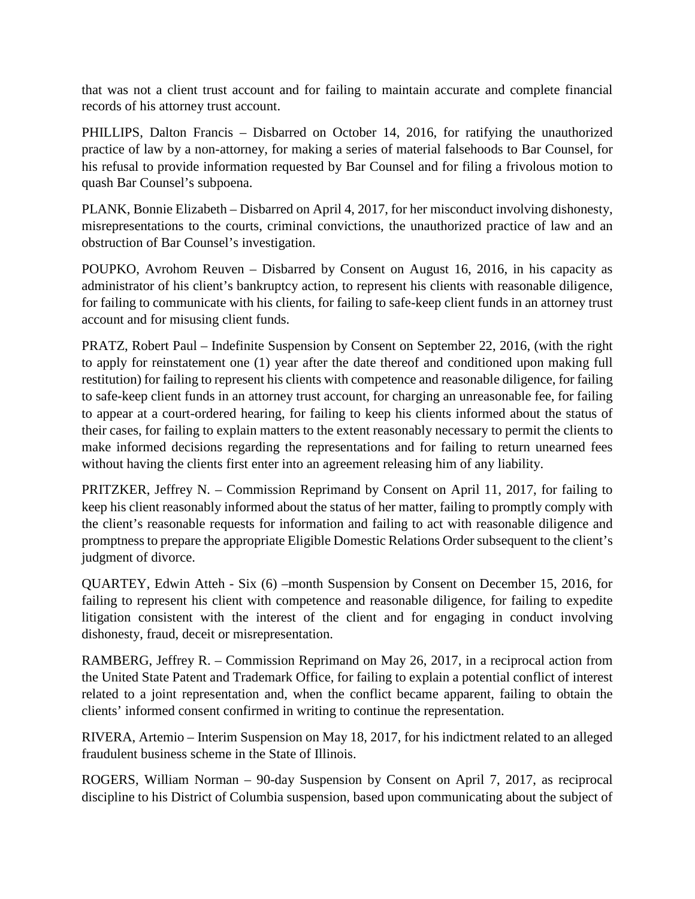that was not a client trust account and for failing to maintain accurate and complete financial records of his attorney trust account.

PHILLIPS, Dalton Francis – Disbarred on October 14, 2016, for ratifying the unauthorized practice of law by a non-attorney, for making a series of material falsehoods to Bar Counsel, for his refusal to provide information requested by Bar Counsel and for filing a frivolous motion to quash Bar Counsel's subpoena.

PLANK, Bonnie Elizabeth – Disbarred on April 4, 2017, for her misconduct involving dishonesty, misrepresentations to the courts, criminal convictions, the unauthorized practice of law and an obstruction of Bar Counsel's investigation.

POUPKO, Avrohom Reuven – Disbarred by Consent on August 16, 2016, in his capacity as administrator of his client's bankruptcy action, to represent his clients with reasonable diligence, for failing to communicate with his clients, for failing to safe-keep client funds in an attorney trust account and for misusing client funds.

PRATZ, Robert Paul – Indefinite Suspension by Consent on September 22, 2016, (with the right to apply for reinstatement one (1) year after the date thereof and conditioned upon making full restitution) for failing to represent his clients with competence and reasonable diligence, for failing to safe-keep client funds in an attorney trust account, for charging an unreasonable fee, for failing to appear at a court-ordered hearing, for failing to keep his clients informed about the status of their cases, for failing to explain matters to the extent reasonably necessary to permit the clients to make informed decisions regarding the representations and for failing to return unearned fees without having the clients first enter into an agreement releasing him of any liability.

PRITZKER, Jeffrey N. – Commission Reprimand by Consent on April 11, 2017, for failing to keep his client reasonably informed about the status of her matter, failing to promptly comply with the client's reasonable requests for information and failing to act with reasonable diligence and promptness to prepare the appropriate Eligible Domestic Relations Order subsequent to the client's judgment of divorce.

QUARTEY, Edwin Atteh - Six (6) –month Suspension by Consent on December 15, 2016, for failing to represent his client with competence and reasonable diligence, for failing to expedite litigation consistent with the interest of the client and for engaging in conduct involving dishonesty, fraud, deceit or misrepresentation.

RAMBERG, Jeffrey R. – Commission Reprimand on May 26, 2017, in a reciprocal action from the United State Patent and Trademark Office, for failing to explain a potential conflict of interest related to a joint representation and, when the conflict became apparent, failing to obtain the clients' informed consent confirmed in writing to continue the representation.

RIVERA, Artemio – Interim Suspension on May 18, 2017, for his indictment related to an alleged fraudulent business scheme in the State of Illinois.

ROGERS, William Norman – 90-day Suspension by Consent on April 7, 2017, as reciprocal discipline to his District of Columbia suspension, based upon communicating about the subject of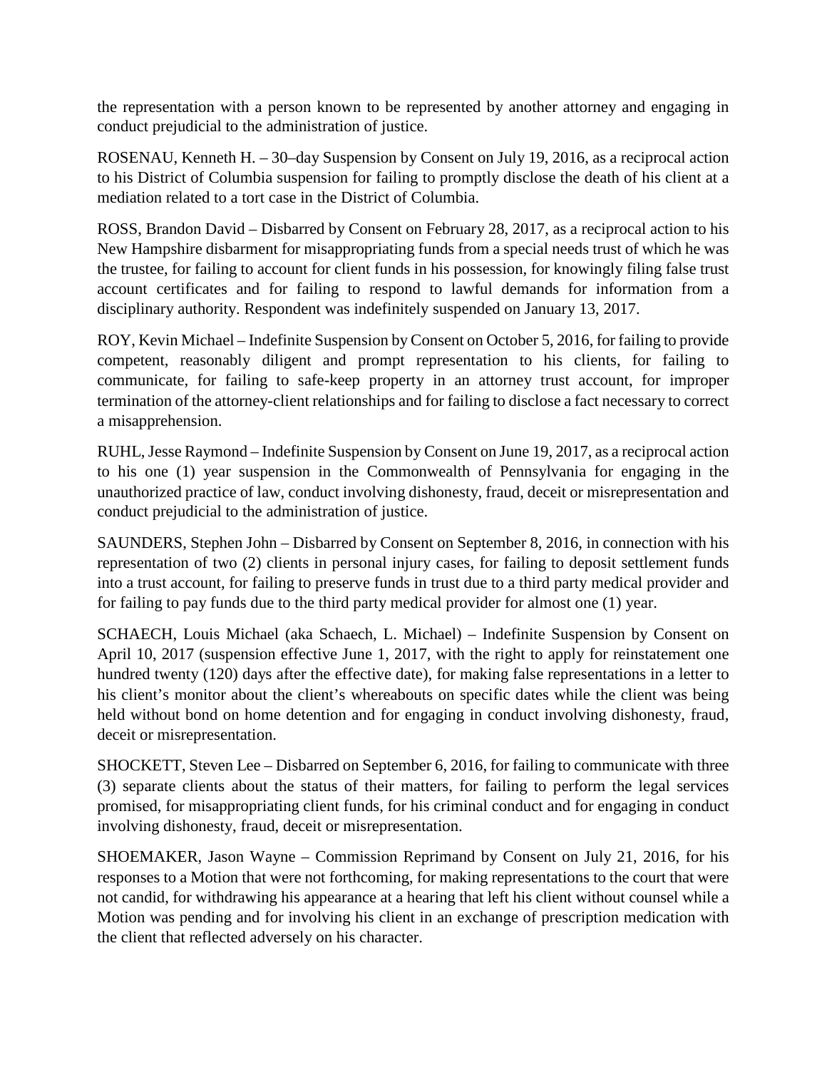the representation with a person known to be represented by another attorney and engaging in conduct prejudicial to the administration of justice.

ROSENAU, Kenneth H. – 30–day Suspension by Consent on July 19, 2016, as a reciprocal action to his District of Columbia suspension for failing to promptly disclose the death of his client at a mediation related to a tort case in the District of Columbia.

ROSS, Brandon David – Disbarred by Consent on February 28, 2017, as a reciprocal action to his New Hampshire disbarment for misappropriating funds from a special needs trust of which he was the trustee, for failing to account for client funds in his possession, for knowingly filing false trust account certificates and for failing to respond to lawful demands for information from a disciplinary authority. Respondent was indefinitely suspended on January 13, 2017.

ROY, Kevin Michael – Indefinite Suspension by Consent on October 5, 2016, for failing to provide competent, reasonably diligent and prompt representation to his clients, for failing to communicate, for failing to safe-keep property in an attorney trust account, for improper termination of the attorney-client relationships and for failing to disclose a fact necessary to correct a misapprehension.

RUHL, Jesse Raymond – Indefinite Suspension by Consent on June 19, 2017, as a reciprocal action to his one (1) year suspension in the Commonwealth of Pennsylvania for engaging in the unauthorized practice of law, conduct involving dishonesty, fraud, deceit or misrepresentation and conduct prejudicial to the administration of justice.

SAUNDERS, Stephen John – Disbarred by Consent on September 8, 2016, in connection with his representation of two (2) clients in personal injury cases, for failing to deposit settlement funds into a trust account, for failing to preserve funds in trust due to a third party medical provider and for failing to pay funds due to the third party medical provider for almost one (1) year.

SCHAECH, Louis Michael (aka Schaech, L. Michael) – Indefinite Suspension by Consent on April 10, 2017 (suspension effective June 1, 2017, with the right to apply for reinstatement one hundred twenty (120) days after the effective date), for making false representations in a letter to his client's monitor about the client's whereabouts on specific dates while the client was being held without bond on home detention and for engaging in conduct involving dishonesty, fraud, deceit or misrepresentation.

SHOCKETT, Steven Lee – Disbarred on September 6, 2016, for failing to communicate with three (3) separate clients about the status of their matters, for failing to perform the legal services promised, for misappropriating client funds, for his criminal conduct and for engaging in conduct involving dishonesty, fraud, deceit or misrepresentation.

SHOEMAKER, Jason Wayne – Commission Reprimand by Consent on July 21, 2016, for his responses to a Motion that were not forthcoming, for making representations to the court that were not candid, for withdrawing his appearance at a hearing that left his client without counsel while a Motion was pending and for involving his client in an exchange of prescription medication with the client that reflected adversely on his character.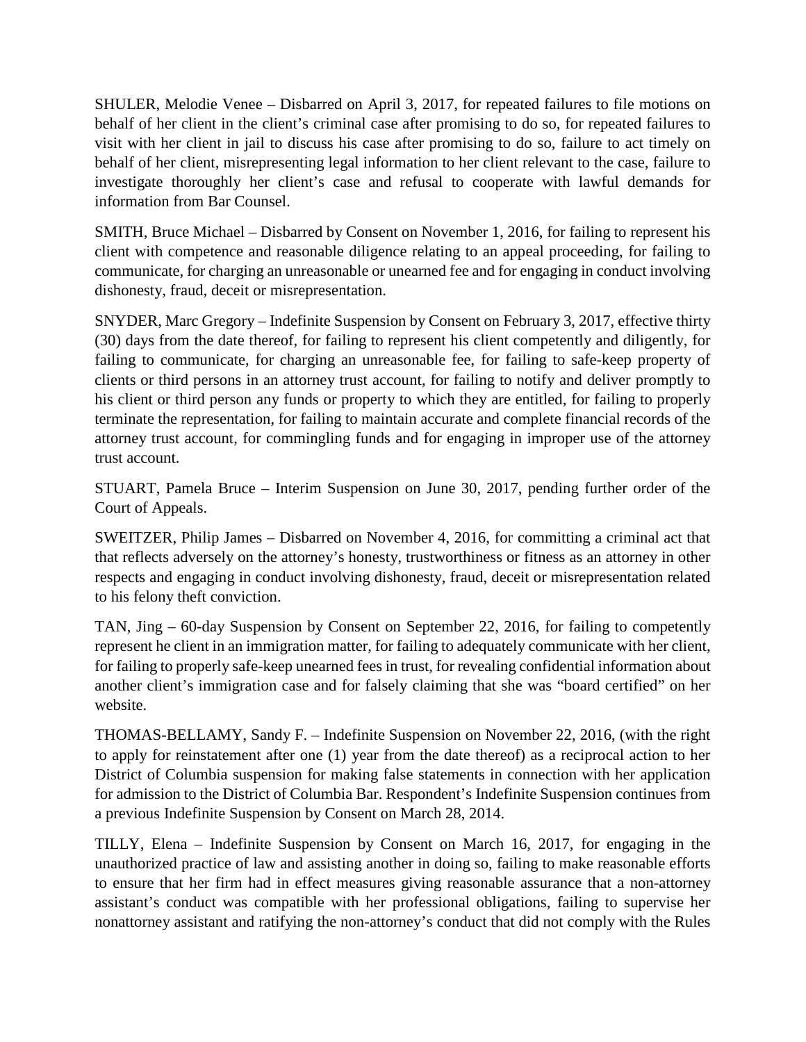SHULER, Melodie Venee – Disbarred on April 3, 2017, for repeated failures to file motions on behalf of her client in the client's criminal case after promising to do so, for repeated failures to visit with her client in jail to discuss his case after promising to do so, failure to act timely on behalf of her client, misrepresenting legal information to her client relevant to the case, failure to investigate thoroughly her client's case and refusal to cooperate with lawful demands for information from Bar Counsel.

SMITH, Bruce Michael – Disbarred by Consent on November 1, 2016, for failing to represent his client with competence and reasonable diligence relating to an appeal proceeding, for failing to communicate, for charging an unreasonable or unearned fee and for engaging in conduct involving dishonesty, fraud, deceit or misrepresentation.

SNYDER, Marc Gregory – Indefinite Suspension by Consent on February 3, 2017, effective thirty (30) days from the date thereof, for failing to represent his client competently and diligently, for failing to communicate, for charging an unreasonable fee, for failing to safe-keep property of clients or third persons in an attorney trust account, for failing to notify and deliver promptly to his client or third person any funds or property to which they are entitled, for failing to properly terminate the representation, for failing to maintain accurate and complete financial records of the attorney trust account, for commingling funds and for engaging in improper use of the attorney trust account.

STUART, Pamela Bruce – Interim Suspension on June 30, 2017, pending further order of the Court of Appeals.

SWEITZER, Philip James – Disbarred on November 4, 2016, for committing a criminal act that that reflects adversely on the attorney's honesty, trustworthiness or fitness as an attorney in other respects and engaging in conduct involving dishonesty, fraud, deceit or misrepresentation related to his felony theft conviction.

TAN, Jing – 60-day Suspension by Consent on September 22, 2016, for failing to competently represent he client in an immigration matter, for failing to adequately communicate with her client, for failing to properly safe-keep unearned fees in trust, for revealing confidential information about another client's immigration case and for falsely claiming that she was "board certified" on her website.

THOMAS-BELLAMY, Sandy F. – Indefinite Suspension on November 22, 2016, (with the right to apply for reinstatement after one (1) year from the date thereof) as a reciprocal action to her District of Columbia suspension for making false statements in connection with her application for admission to the District of Columbia Bar. Respondent's Indefinite Suspension continues from a previous Indefinite Suspension by Consent on March 28, 2014.

TILLY, Elena – Indefinite Suspension by Consent on March 16, 2017, for engaging in the unauthorized practice of law and assisting another in doing so, failing to make reasonable efforts to ensure that her firm had in effect measures giving reasonable assurance that a non-attorney assistant's conduct was compatible with her professional obligations, failing to supervise her nonattorney assistant and ratifying the non-attorney's conduct that did not comply with the Rules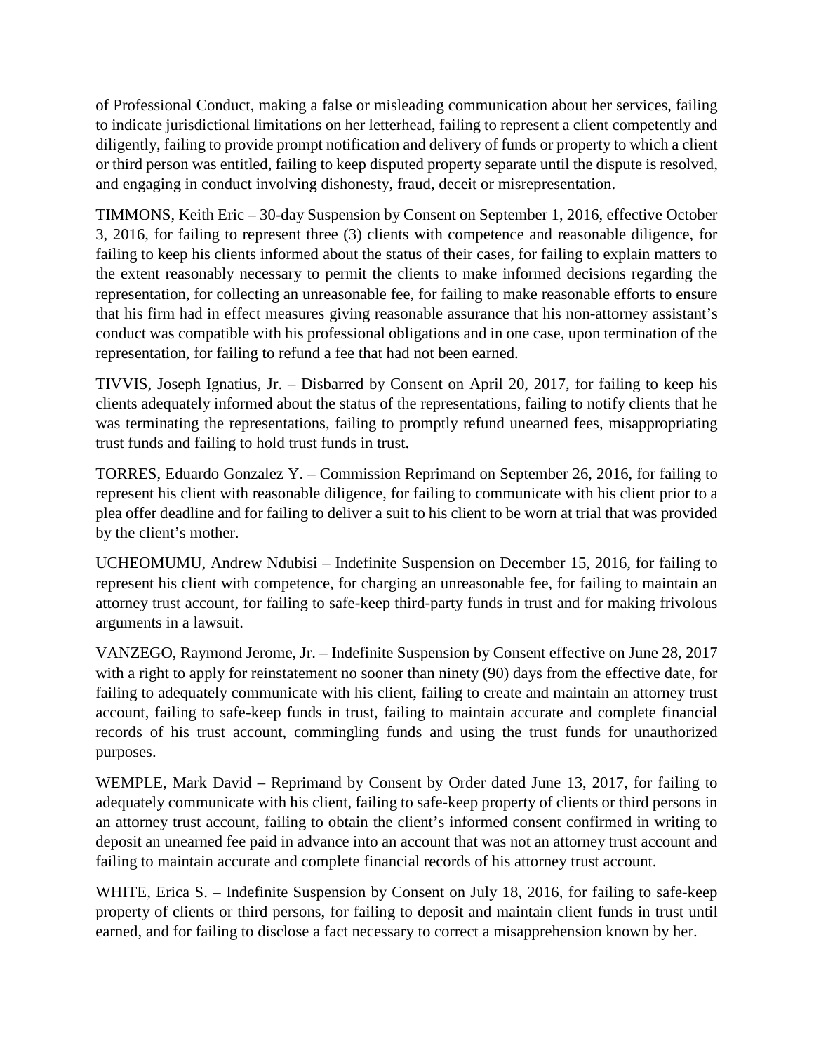of Professional Conduct, making a false or misleading communication about her services, failing to indicate jurisdictional limitations on her letterhead, failing to represent a client competently and diligently, failing to provide prompt notification and delivery of funds or property to which a client or third person was entitled, failing to keep disputed property separate until the dispute is resolved, and engaging in conduct involving dishonesty, fraud, deceit or misrepresentation.

TIMMONS, Keith Eric – 30-day Suspension by Consent on September 1, 2016, effective October 3, 2016, for failing to represent three (3) clients with competence and reasonable diligence, for failing to keep his clients informed about the status of their cases, for failing to explain matters to the extent reasonably necessary to permit the clients to make informed decisions regarding the representation, for collecting an unreasonable fee, for failing to make reasonable efforts to ensure that his firm had in effect measures giving reasonable assurance that his non-attorney assistant's conduct was compatible with his professional obligations and in one case, upon termination of the representation, for failing to refund a fee that had not been earned.

TIVVIS, Joseph Ignatius, Jr. – Disbarred by Consent on April 20, 2017, for failing to keep his clients adequately informed about the status of the representations, failing to notify clients that he was terminating the representations, failing to promptly refund unearned fees, misappropriating trust funds and failing to hold trust funds in trust.

TORRES, Eduardo Gonzalez Y. – Commission Reprimand on September 26, 2016, for failing to represent his client with reasonable diligence, for failing to communicate with his client prior to a plea offer deadline and for failing to deliver a suit to his client to be worn at trial that was provided by the client's mother.

UCHEOMUMU, Andrew Ndubisi – Indefinite Suspension on December 15, 2016, for failing to represent his client with competence, for charging an unreasonable fee, for failing to maintain an attorney trust account, for failing to safe-keep third-party funds in trust and for making frivolous arguments in a lawsuit.

VANZEGO, Raymond Jerome, Jr. – Indefinite Suspension by Consent effective on June 28, 2017 with a right to apply for reinstatement no sooner than ninety (90) days from the effective date, for failing to adequately communicate with his client, failing to create and maintain an attorney trust account, failing to safe-keep funds in trust, failing to maintain accurate and complete financial records of his trust account, commingling funds and using the trust funds for unauthorized purposes.

WEMPLE, Mark David – Reprimand by Consent by Order dated June 13, 2017, for failing to adequately communicate with his client, failing to safe-keep property of clients or third persons in an attorney trust account, failing to obtain the client's informed consent confirmed in writing to deposit an unearned fee paid in advance into an account that was not an attorney trust account and failing to maintain accurate and complete financial records of his attorney trust account.

WHITE, Erica S. – Indefinite Suspension by Consent on July 18, 2016, for failing to safe-keep property of clients or third persons, for failing to deposit and maintain client funds in trust until earned, and for failing to disclose a fact necessary to correct a misapprehension known by her.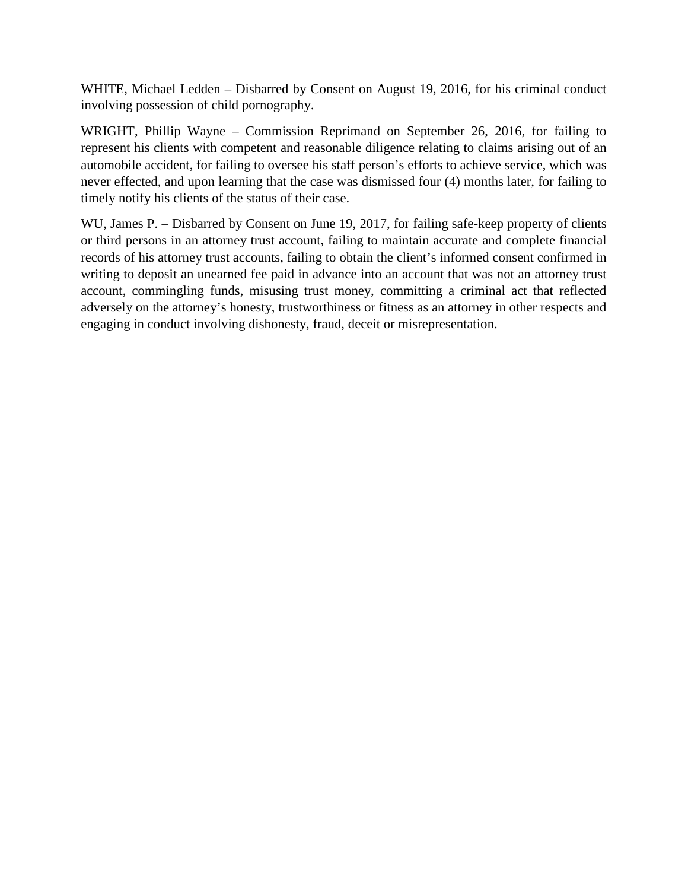WHITE, Michael Ledden – Disbarred by Consent on August 19, 2016, for his criminal conduct involving possession of child pornography.

WRIGHT, Phillip Wayne – Commission Reprimand on September 26, 2016, for failing to represent his clients with competent and reasonable diligence relating to claims arising out of an automobile accident, for failing to oversee his staff person's efforts to achieve service, which was never effected, and upon learning that the case was dismissed four (4) months later, for failing to timely notify his clients of the status of their case.

WU, James P. – Disbarred by Consent on June 19, 2017, for failing safe-keep property of clients or third persons in an attorney trust account, failing to maintain accurate and complete financial records of his attorney trust accounts, failing to obtain the client's informed consent confirmed in writing to deposit an unearned fee paid in advance into an account that was not an attorney trust account, commingling funds, misusing trust money, committing a criminal act that reflected adversely on the attorney's honesty, trustworthiness or fitness as an attorney in other respects and engaging in conduct involving dishonesty, fraud, deceit or misrepresentation.